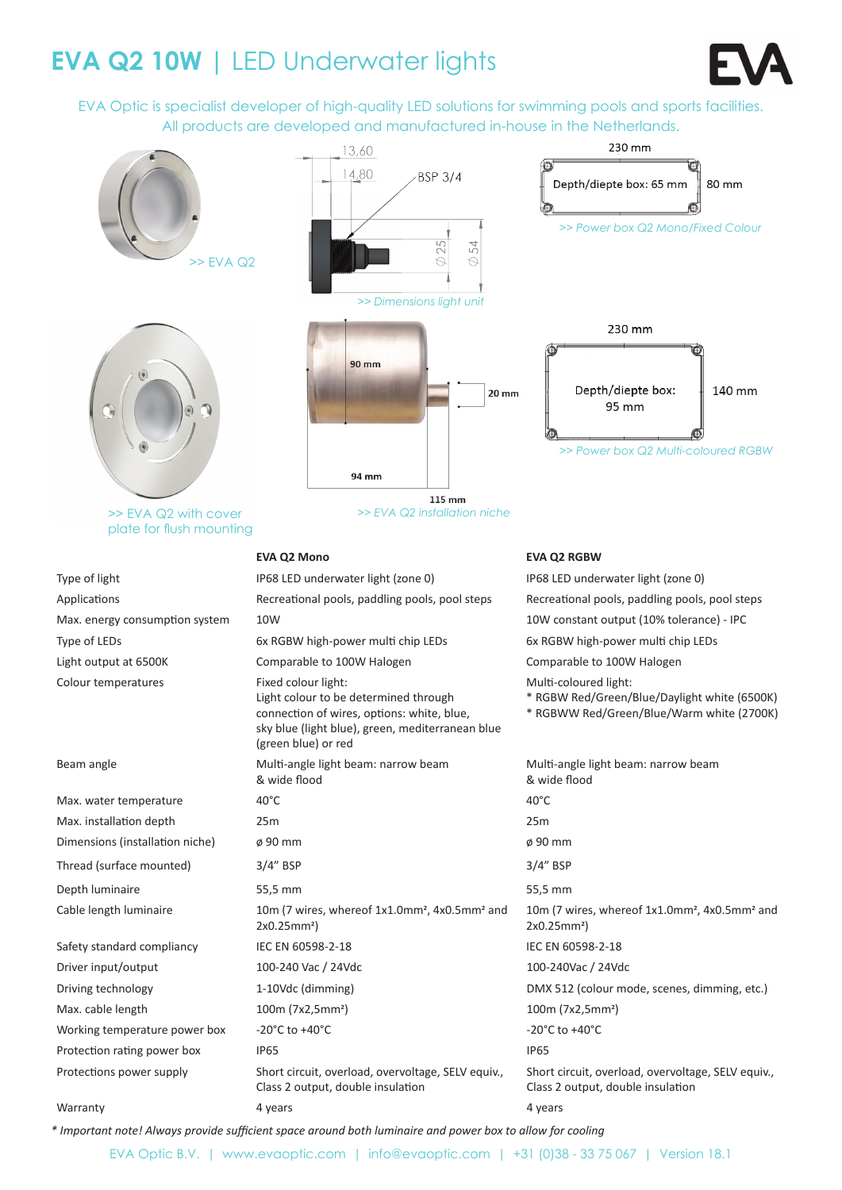# EVA Q2 10W | LED Underwater lights

EVA Optic is specialist developer of high-quality LED solutions for swimming pools and sports facilities. All products are developed and manufactured in-house in the Netherlands.

>> EVA Q2

13,60
14,80
BSP 3/4
∅25
∅54

>> Dimensions light unit

230 mm
Depth/diepte box: 65 mm
80 mm

>> Power box Q2 Mono/Fixed Colour

>> EVA Q2 with cover plate for flush mounting

90 mm
20 mm
94 mm
115 mm

>> EVA Q2 installation niche

230 mm
Depth/diepte box: 95 mm
140 mm

>> Power box Q2 Multi-coloured RGBW

| | EVA Q2 Mono | EVA Q2 RGBW |
|---|---|---|
| Type of light | IP68 LED underwater light (zone 0) | IP68 LED underwater light (zone 0) |
| Applications | Recreational pools, paddling pools, pool steps | Recreational pools, paddling pools, pool steps |
| Max. energy consumption system | 10W | 10W constant output (10% tolerance) - IPC |
| Type of LEDs | 6x RGBW high-power multi chip LEDs | 6x RGBW high-power multi chip LEDs |
| Light output at 6500K | Comparable to 100W Halogen | Comparable to 100W Halogen |
| Colour temperatures | Fixed colour light:<br>Light colour to be determined through connection of wires, options: white, blue, sky blue (light blue), green, mediterranean blue (green blue) or red | Multi-coloured light:<br>* RGBW Red/Green/Blue/Daylight white (6500K)<br>* RGBWW Red/Green/Blue/Warm white (2700K) |
| Beam angle | Multi-angle light beam: narrow beam & wide flood | Multi-angle light beam: narrow beam & wide flood |
| Max. water temperature | 40°C | 40°C |
| Max. installation depth | 25m | 25m |
| Dimensions (installation niche) | ø 90 mm | ø 90 mm |
| Thread (surface mounted) | 3/4" BSP | 3/4" BSP |
| Depth luminaire | 55,5 mm | 55,5 mm |
| Cable length luminaire | 10m (7 wires, whereof 1x1.0mm², 4x0.5mm² and 2x0.25mm²) | 10m (7 wires, whereof 1x1.0mm², 4x0.5mm² and 2x0.25mm²) |
| Safety standard compliancy | IEC EN 60598-2-18 | IEC EN 60598-2-18 |
| Driver input/output | 100-240 Vac / 24Vdc | 100-240Vac / 24Vdc |
| Driving technology | 1-10Vdc (dimming) | DMX 512 (colour mode, scenes, dimming, etc.) |
| Max. cable length | 100m (7x2,5mm²) | 100m (7x2,5mm²) |
| Working temperature power box | -20°C to +40°C | -20°C to +40°C |
| Protection rating power box | IP65 | IP65 |
| Protections power supply | Short circuit, overload, overvoltage, SELV equiv., Class 2 output, double insulation | Short circuit, overload, overvoltage, SELV equiv., Class 2 output, double insulation |
| Warranty | 4 years | 4 years |

*\* Important note! Always provide sufficient space around both luminaire and power box to allow for cooling*

EVA Optic B.V. | www.evaoptic.com | info@evaoptic.com | +31 (0)38 - 33 75 067 | Version 18.1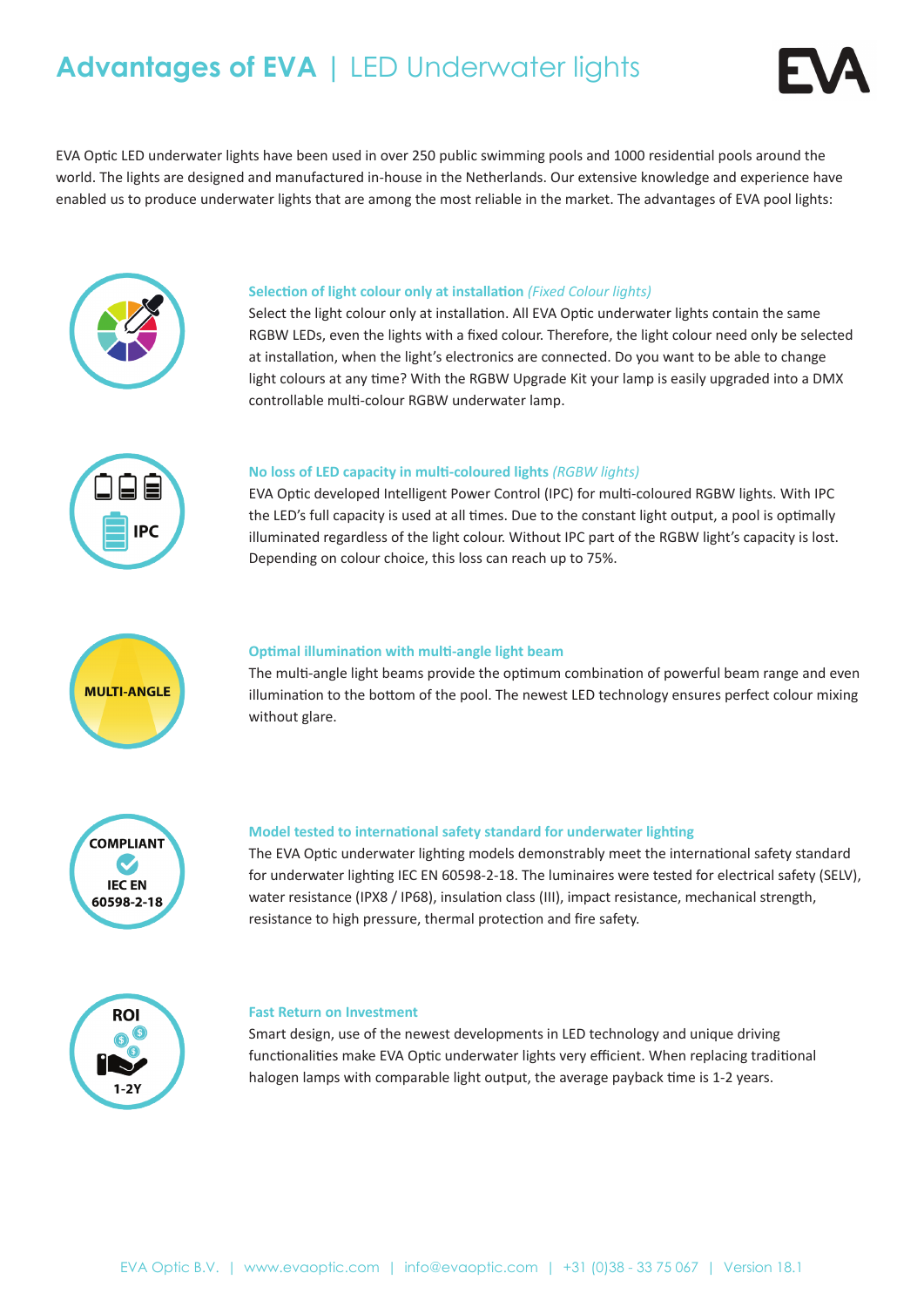# Advantages of EVA | LED Underwater lights

EVA Optic LED underwater lights have been used in over 250 public swimming pools and 1000 residential pools around the world. The lights are designed and manufactured in-house in the Netherlands. Our extensive knowledge and experience have enabled us to produce underwater lights that are among the most reliable in the market. The advantages of EVA pool lights:

### Selection of light colour only at installation *(Fixed Colour lights)*

Select the light colour only at installation. All EVA Optic underwater lights contain the same RGBW LEDs, even the lights with a fixed colour. Therefore, the light colour need only be selected at installation, when the light's electronics are connected. Do you want to be able to change light colours at any time? With the RGBW Upgrade Kit your lamp is easily upgraded into a DMX controllable multi-colour RGBW underwater lamp.

IPC

### No loss of LED capacity in multi-coloured lights *(RGBW lights)*

EVA Optic developed Intelligent Power Control (IPC) for multi-coloured RGBW lights. With IPC the LED's full capacity is used at all times. Due to the constant light output, a pool is optimally illuminated regardless of the light colour. Without IPC part of the RGBW light's capacity is lost. Depending on colour choice, this loss can reach up to 75%.

MULTI-ANGLE

### Optimal illumination with multi-angle light beam

The multi-angle light beams provide the optimum combination of powerful beam range and even illumination to the bottom of the pool. The newest LED technology ensures perfect colour mixing without glare.

COMPLIANT
IEC EN 60598-2-18

### Model tested to international safety standard for underwater lighting

The EVA Optic underwater lighting models demonstrably meet the international safety standard for underwater lighting IEC EN 60598-2-18. The luminaires were tested for electrical safety (SELV), water resistance (IPX8 / IP68), insulation class (III), impact resistance, mechanical strength, resistance to high pressure, thermal protection and fire safety.

ROI
1-2Y

### Fast Return on Investment

Smart design, use of the newest developments in LED technology and unique driving functionalities make EVA Optic underwater lights very efficient. When replacing traditional halogen lamps with comparable light output, the average payback time is 1-2 years.

EVA Optic B.V. | www.evaoptic.com | info@evaoptic.com | +31 (0)38 - 33 75 067 | Version 18.1